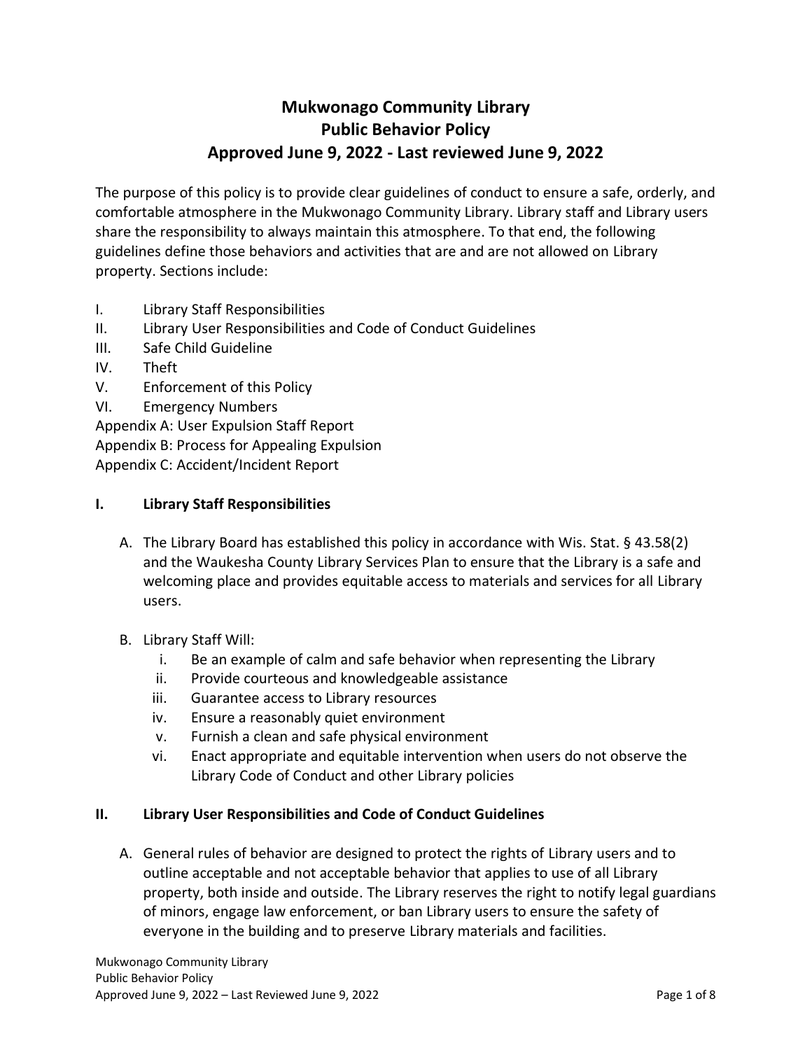# Mukwonago Community Library
# Public Behavior Policy
# Approved June 9, 2022 - Last reviewed June 9, 2022

The purpose of this policy is to provide clear guidelines of conduct to ensure a safe, orderly, and comfortable atmosphere in the Mukwonago Community Library. Library staff and Library users share the responsibility to always maintain this atmosphere. To that end, the following guidelines define those behaviors and activities that are and are not allowed on Library property. Sections include:

I. Library Staff Responsibilities
II. Library User Responsibilities and Code of Conduct Guidelines
III. Safe Child Guideline
IV. Theft
V. Enforcement of this Policy
VI. Emergency Numbers
Appendix A: User Expulsion Staff Report
Appendix B: Process for Appealing Expulsion
Appendix C: Accident/Incident Report

## I. Library Staff Responsibilities

A. The Library Board has established this policy in accordance with Wis. Stat. § 43.58(2) and the Waukesha County Library Services Plan to ensure that the Library is a safe and welcoming place and provides equitable access to materials and services for all Library users.

B. Library Staff Will:
   i. Be an example of calm and safe behavior when representing the Library
   ii. Provide courteous and knowledgeable assistance
   iii. Guarantee access to Library resources
   iv. Ensure a reasonably quiet environment
   v. Furnish a clean and safe physical environment
   vi. Enact appropriate and equitable intervention when users do not observe the Library Code of Conduct and other Library policies

## II. Library User Responsibilities and Code of Conduct Guidelines

A. General rules of behavior are designed to protect the rights of Library users and to outline acceptable and not acceptable behavior that applies to use of all Library property, both inside and outside. The Library reserves the right to notify legal guardians of minors, engage law enforcement, or ban Library users to ensure the safety of everyone in the building and to preserve Library materials and facilities.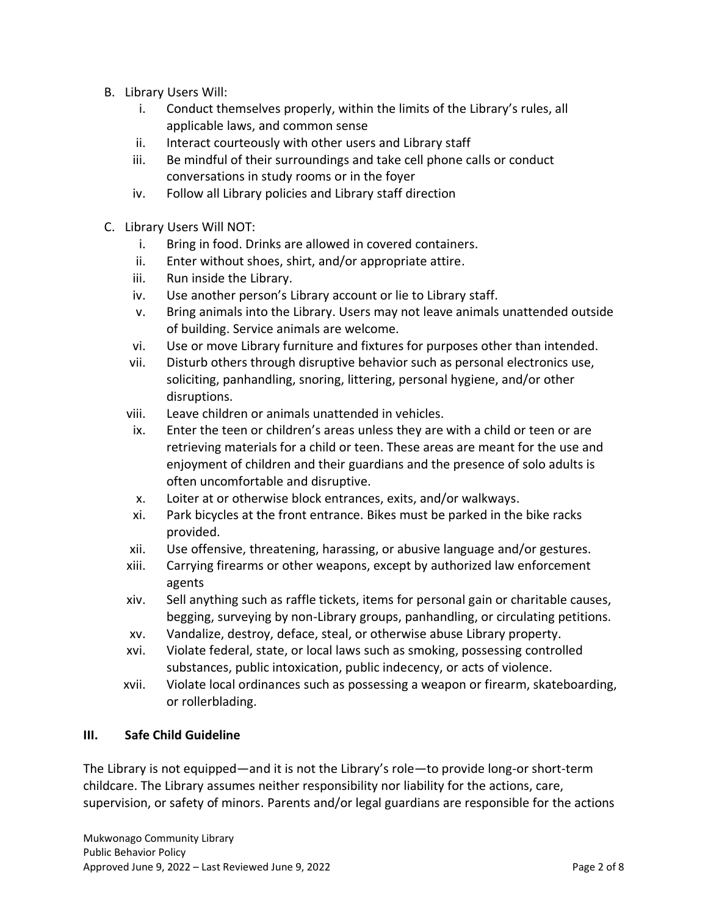B. Library Users Will:
   i. Conduct themselves properly, within the limits of the Library's rules, all applicable laws, and common sense
   ii. Interact courteously with other users and Library staff
   iii. Be mindful of their surroundings and take cell phone calls or conduct conversations in study rooms or in the foyer
   iv. Follow all Library policies and Library staff direction

C. Library Users Will NOT:
   i. Bring in food. Drinks are allowed in covered containers.
   ii. Enter without shoes, shirt, and/or appropriate attire.
   iii. Run inside the Library.
   iv. Use another person's Library account or lie to Library staff.
   v. Bring animals into the Library. Users may not leave animals unattended outside of building. Service animals are welcome.
   vi. Use or move Library furniture and fixtures for purposes other than intended.
   vii. Disturb others through disruptive behavior such as personal electronics use, soliciting, panhandling, snoring, littering, personal hygiene, and/or other disruptions.
   viii. Leave children or animals unattended in vehicles.
   ix. Enter the teen or children's areas unless they are with a child or teen or are retrieving materials for a child or teen. These areas are meant for the use and enjoyment of children and their guardians and the presence of solo adults is often uncomfortable and disruptive.
   x. Loiter at or otherwise block entrances, exits, and/or walkways.
   xi. Park bicycles at the front entrance. Bikes must be parked in the bike racks provided.
   xii. Use offensive, threatening, harassing, or abusive language and/or gestures.
   xiii. Carrying firearms or other weapons, except by authorized law enforcement agents
   xiv. Sell anything such as raffle tickets, items for personal gain or charitable causes, begging, surveying by non-Library groups, panhandling, or circulating petitions.
   xv. Vandalize, destroy, deface, steal, or otherwise abuse Library property.
   xvi. Violate federal, state, or local laws such as smoking, possessing controlled substances, public intoxication, public indecency, or acts of violence.
   xvii. Violate local ordinances such as possessing a weapon or firearm, skateboarding, or rollerblading.

## III. Safe Child Guideline

The Library is not equipped—and it is not the Library's role—to provide long-or short-term childcare. The Library assumes neither responsibility nor liability for the actions, care, supervision, or safety of minors. Parents and/or legal guardians are responsible for the actions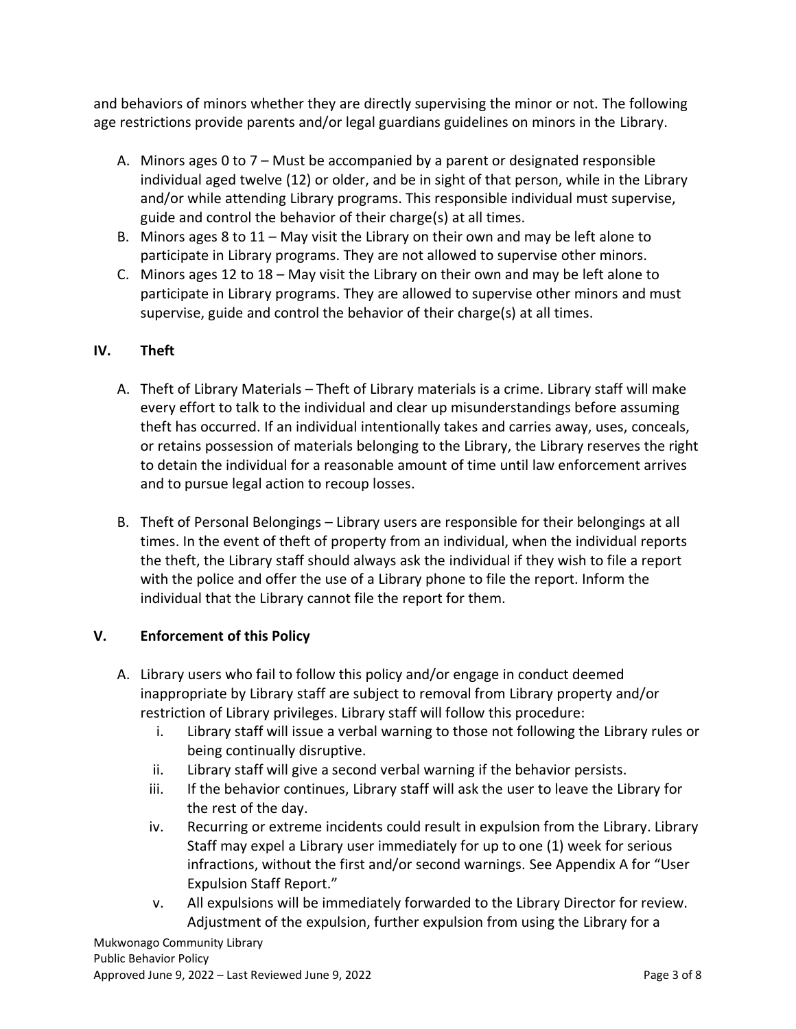and behaviors of minors whether they are directly supervising the minor or not. The following age restrictions provide parents and/or legal guardians guidelines on minors in the Library.

A. Minors ages 0 to 7 – Must be accompanied by a parent or designated responsible individual aged twelve (12) or older, and be in sight of that person, while in the Library and/or while attending Library programs. This responsible individual must supervise, guide and control the behavior of their charge(s) at all times.
B. Minors ages 8 to 11 – May visit the Library on their own and may be left alone to participate in Library programs. They are not allowed to supervise other minors.
C. Minors ages 12 to 18 – May visit the Library on their own and may be left alone to participate in Library programs. They are allowed to supervise other minors and must supervise, guide and control the behavior of their charge(s) at all times.

## IV. Theft

A. Theft of Library Materials – Theft of Library materials is a crime. Library staff will make every effort to talk to the individual and clear up misunderstandings before assuming theft has occurred. If an individual intentionally takes and carries away, uses, conceals, or retains possession of materials belonging to the Library, the Library reserves the right to detain the individual for a reasonable amount of time until law enforcement arrives and to pursue legal action to recoup losses.

B. Theft of Personal Belongings – Library users are responsible for their belongings at all times. In the event of theft of property from an individual, when the individual reports the theft, the Library staff should always ask the individual if they wish to file a report with the police and offer the use of a Library phone to file the report. Inform the individual that the Library cannot file the report for them.

## V. Enforcement of this Policy

A. Library users who fail to follow this policy and/or engage in conduct deemed inappropriate by Library staff are subject to removal from Library property and/or restriction of Library privileges. Library staff will follow this procedure:
   i. Library staff will issue a verbal warning to those not following the Library rules or being continually disruptive.
   ii. Library staff will give a second verbal warning if the behavior persists.
   iii. If the behavior continues, Library staff will ask the user to leave the Library for the rest of the day.
   iv. Recurring or extreme incidents could result in expulsion from the Library. Library Staff may expel a Library user immediately for up to one (1) week for serious infractions, without the first and/or second warnings. See Appendix A for "User Expulsion Staff Report."
   v. All expulsions will be immediately forwarded to the Library Director for review. Adjustment of the expulsion, further expulsion from using the Library for a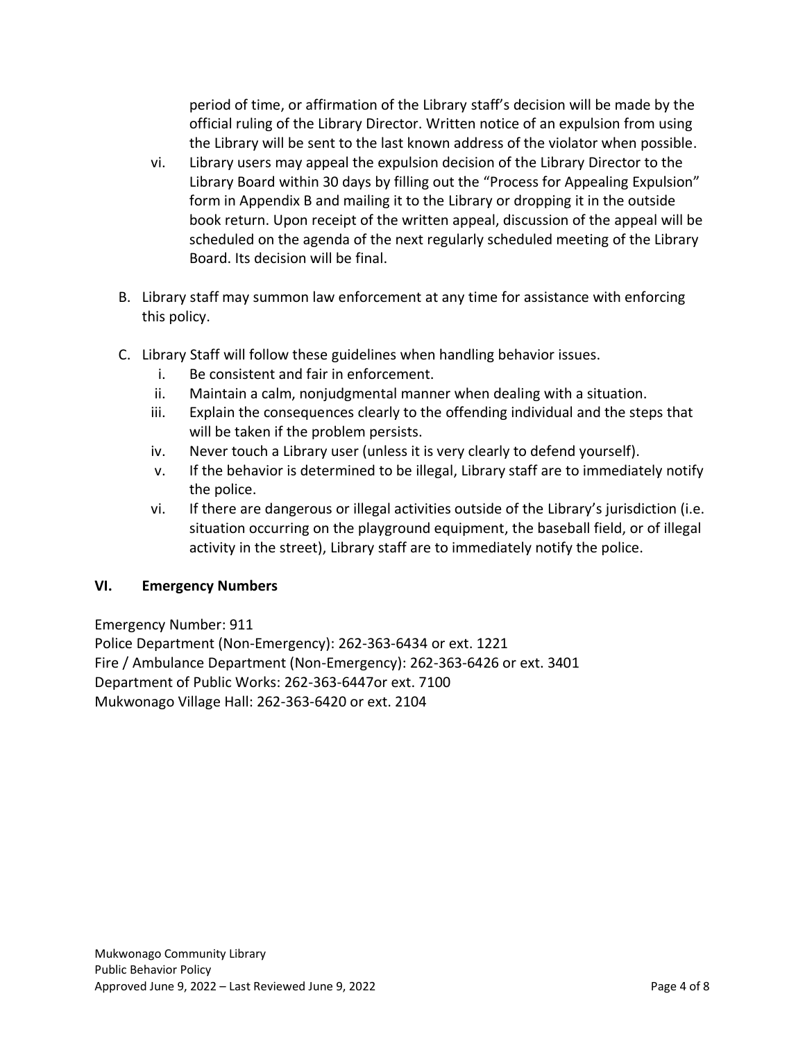period of time, or affirmation of the Library staff's decision will be made by the official ruling of the Library Director. Written notice of an expulsion from using the Library will be sent to the last known address of the violator when possible.

vi. Library users may appeal the expulsion decision of the Library Director to the Library Board within 30 days by filling out the "Process for Appealing Expulsion" form in Appendix B and mailing it to the Library or dropping it in the outside book return. Upon receipt of the written appeal, discussion of the appeal will be scheduled on the agenda of the next regularly scheduled meeting of the Library Board. Its decision will be final.

B. Library staff may summon law enforcement at any time for assistance with enforcing this policy.

C. Library Staff will follow these guidelines when handling behavior issues.
   i. Be consistent and fair in enforcement.
   ii. Maintain a calm, nonjudgmental manner when dealing with a situation.
   iii. Explain the consequences clearly to the offending individual and the steps that will be taken if the problem persists.
   iv. Never touch a Library user (unless it is very clearly to defend yourself).
   v. If the behavior is determined to be illegal, Library staff are to immediately notify the police.
   vi. If there are dangerous or illegal activities outside of the Library's jurisdiction (i.e. situation occurring on the playground equipment, the baseball field, or of illegal activity in the street), Library staff are to immediately notify the police.

## VI. Emergency Numbers

Emergency Number: 911
Police Department (Non-Emergency): 262-363-6434 or ext. 1221
Fire / Ambulance Department (Non-Emergency): 262-363-6426 or ext. 3401
Department of Public Works: 262-363-6447or ext. 7100
Mukwonago Village Hall: 262-363-6420 or ext. 2104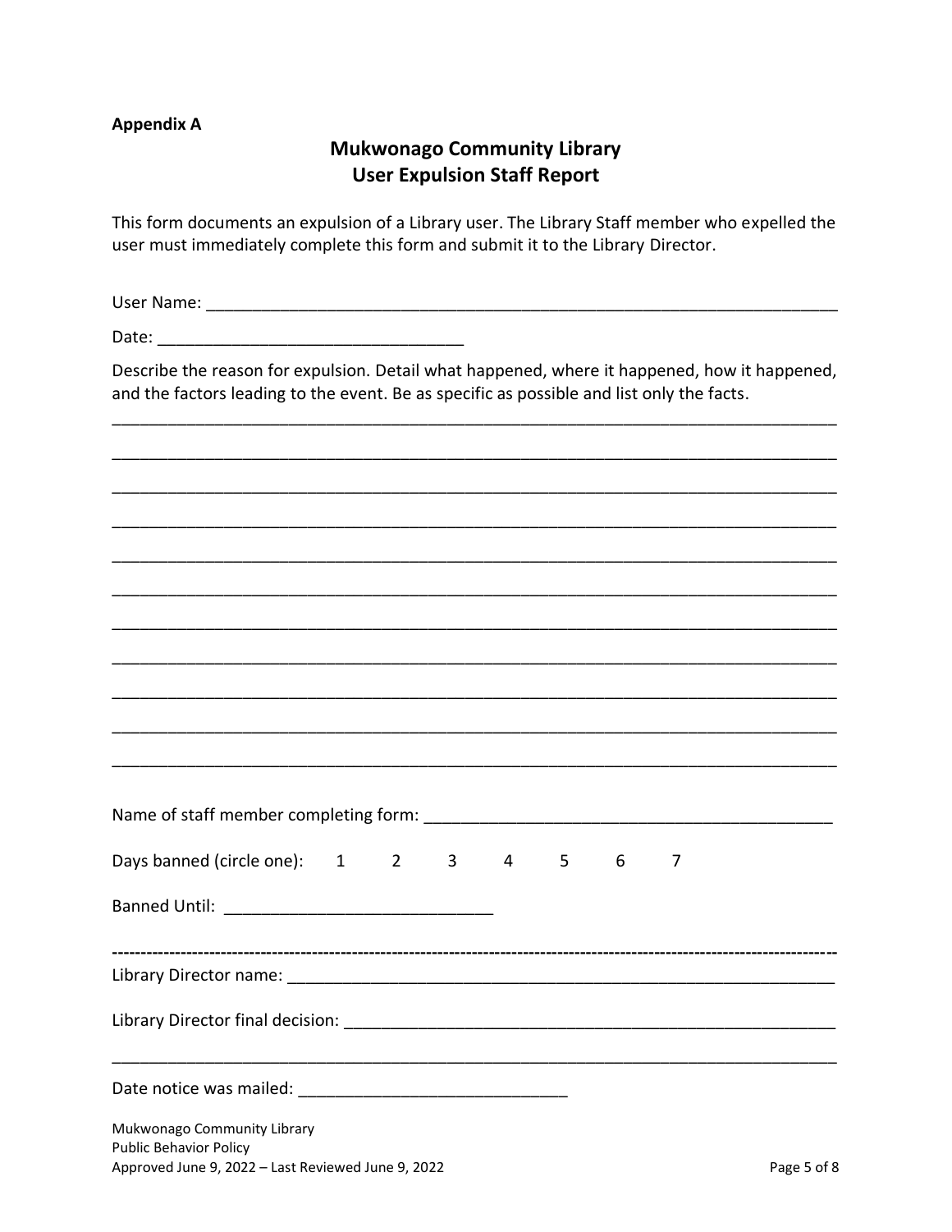**Appendix A**

## Mukwonago Community Library
## User Expulsion Staff Report

This form documents an expulsion of a Library user. The Library Staff member who expelled the user must immediately complete this form and submit it to the Library Director.

User Name: ______________________________________________________________________

Date: ________________________________

Describe the reason for expulsion. Detail what happened, where it happened, how it happened, and the factors leading to the event. Be as specific as possible and list only the facts.

_____________________________________________________________________________

_____________________________________________________________________________

_____________________________________________________________________________

_____________________________________________________________________________

_____________________________________________________________________________

_____________________________________________________________________________

_____________________________________________________________________________

_____________________________________________________________________________

_____________________________________________________________________________

_____________________________________________________________________________

_____________________________________________________________________________

Name of staff member completing form: _____________________________________________

Days banned (circle one): 1 2 3 4 5 6 7

Banned Until: ____________________________

---

Library Director name: ________________________________________________________

Library Director final decision: _________________________________________________

_____________________________________________________________________________

Date notice was mailed: ____________________________

Mukwonago Community Library
Public Behavior Policy
Approved June 9, 2022 – Last Reviewed June 9, 2022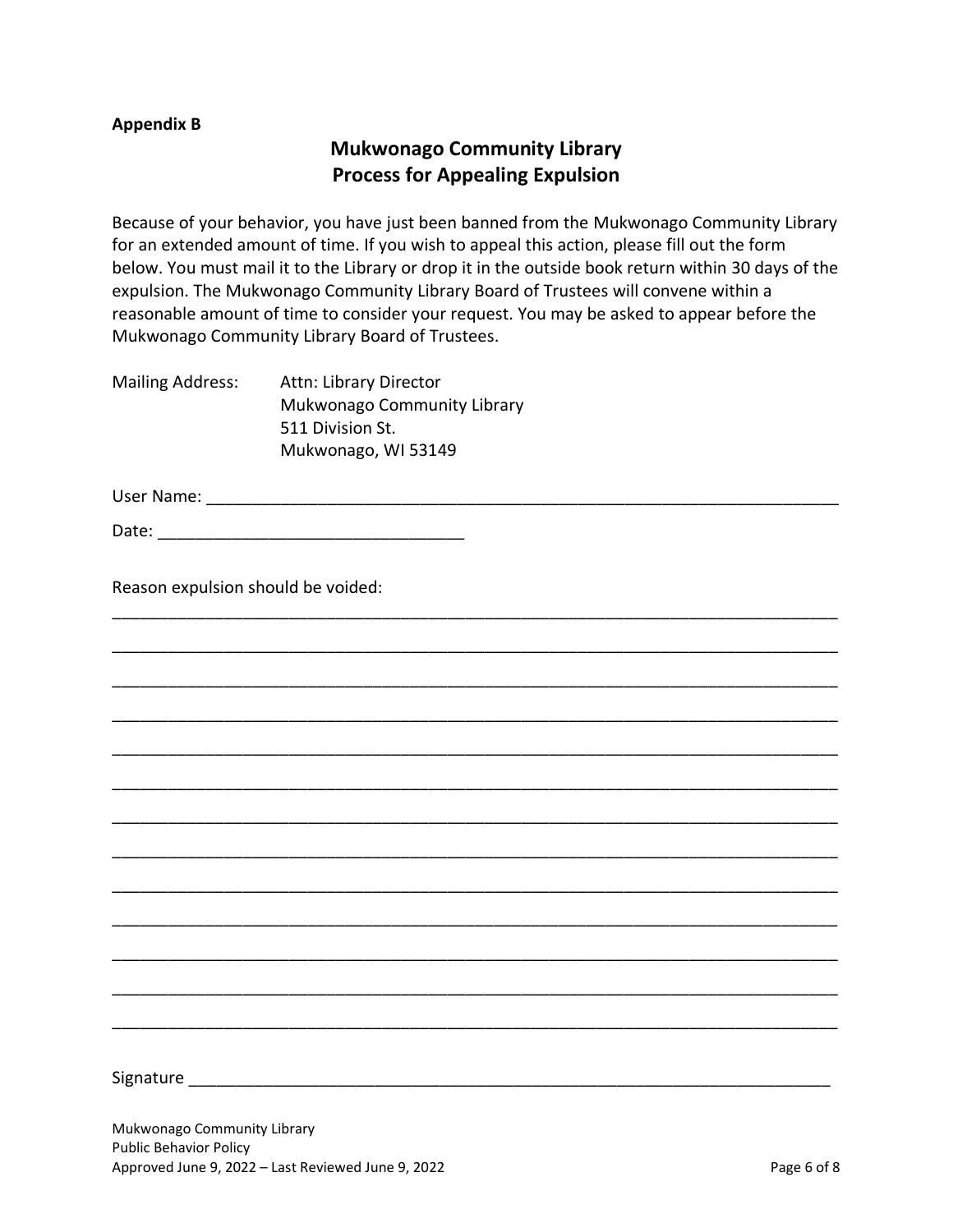**Appendix B**

## Mukwonago Community Library
## Process for Appealing Expulsion

Because of your behavior, you have just been banned from the Mukwonago Community Library for an extended amount of time. If you wish to appeal this action, please fill out the form below. You must mail it to the Library or drop it in the outside book return within 30 days of the expulsion. The Mukwonago Community Library Board of Trustees will convene within a reasonable amount of time to consider your request. You may be asked to appear before the Mukwonago Community Library Board of Trustees.

Mailing Address: Attn: Library Director
Mukwonago Community Library
511 Division St.
Mukwonago, WI 53149

User Name: ______________________________________________________________________

Date: ________________________________

Reason expulsion should be voided:

_______________________________________________________________________________

_______________________________________________________________________________

_______________________________________________________________________________

_______________________________________________________________________________

_______________________________________________________________________________

_______________________________________________________________________________

_______________________________________________________________________________

_______________________________________________________________________________

_______________________________________________________________________________

_______________________________________________________________________________

_______________________________________________________________________________

_______________________________________________________________________________

_______________________________________________________________________________

Signature ______________________________________________________________________

Mukwonago Community Library
Public Behavior Policy
Approved June 9, 2022 – Last Reviewed June 9, 2022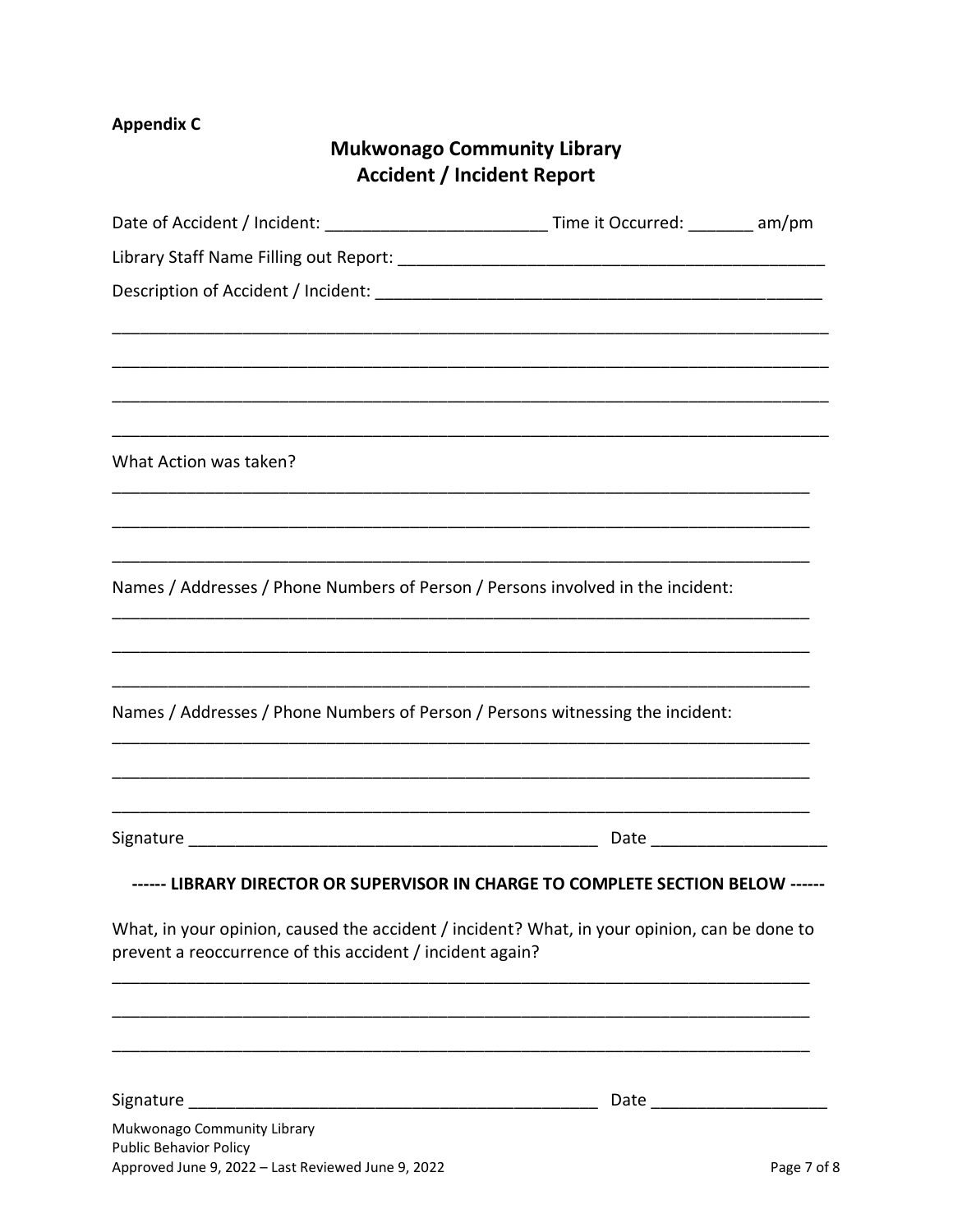**Appendix C**

# Mukwonago Community Library
## Accident / Incident Report

Date of Accident / Incident: ________________________ Time it Occurred: _______ am/pm

Library Staff Name Filling out Report: ________________________________________________

Description of Accident / Incident: ________________________________________________

______________________________________________________________________________

______________________________________________________________________________

______________________________________________________________________________

______________________________________________________________________________

What Action was taken?

______________________________________________________________________________

______________________________________________________________________________

______________________________________________________________________________

Names / Addresses / Phone Numbers of Person / Persons involved in the incident:

______________________________________________________________________________

______________________________________________________________________________

______________________________________________________________________________

Names / Addresses / Phone Numbers of Person / Persons witnessing the incident:

______________________________________________________________________________

______________________________________________________________________________

______________________________________________________________________________

Signature ______________________________________________ Date ___________________

**------ LIBRARY DIRECTOR OR SUPERVISOR IN CHARGE TO COMPLETE SECTION BELOW ------**

What, in your opinion, caused the accident / incident? What, in your opinion, can be done to prevent a reoccurrence of this accident / incident again?

______________________________________________________________________________

______________________________________________________________________________

______________________________________________________________________________

Signature ______________________________________________ Date ___________________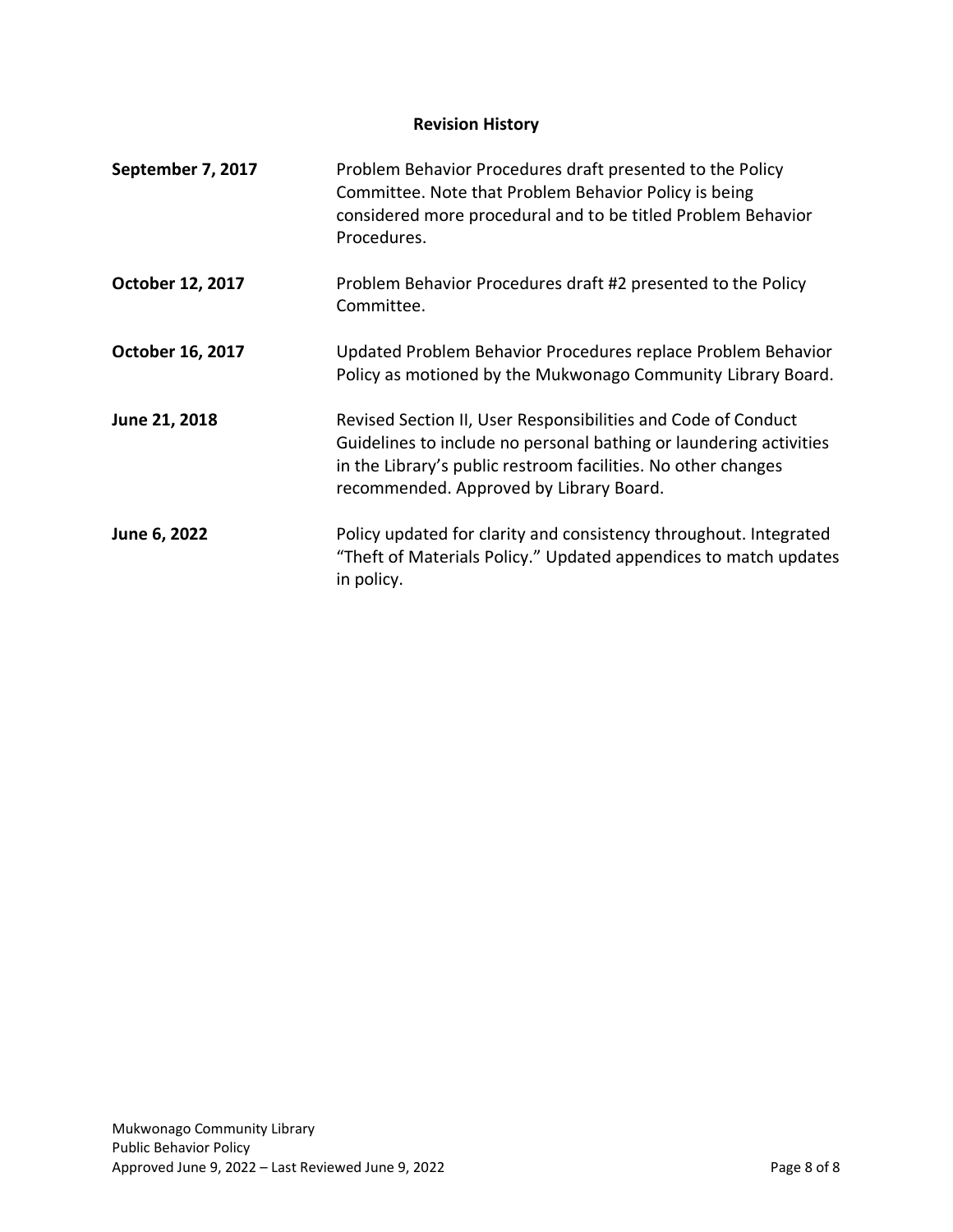## Revision History

| | |
|---|---|
| **September 7, 2017** | Problem Behavior Procedures draft presented to the Policy Committee. Note that Problem Behavior Policy is being considered more procedural and to be titled Problem Behavior Procedures. |
| **October 12, 2017** | Problem Behavior Procedures draft #2 presented to the Policy Committee. |
| **October 16, 2017** | Updated Problem Behavior Procedures replace Problem Behavior Policy as motioned by the Mukwonago Community Library Board. |
| **June 21, 2018** | Revised Section II, User Responsibilities and Code of Conduct Guidelines to include no personal bathing or laundering activities in the Library's public restroom facilities. No other changes recommended. Approved by Library Board. |
| **June 6, 2022** | Policy updated for clarity and consistency throughout. Integrated "Theft of Materials Policy." Updated appendices to match updates in policy. |